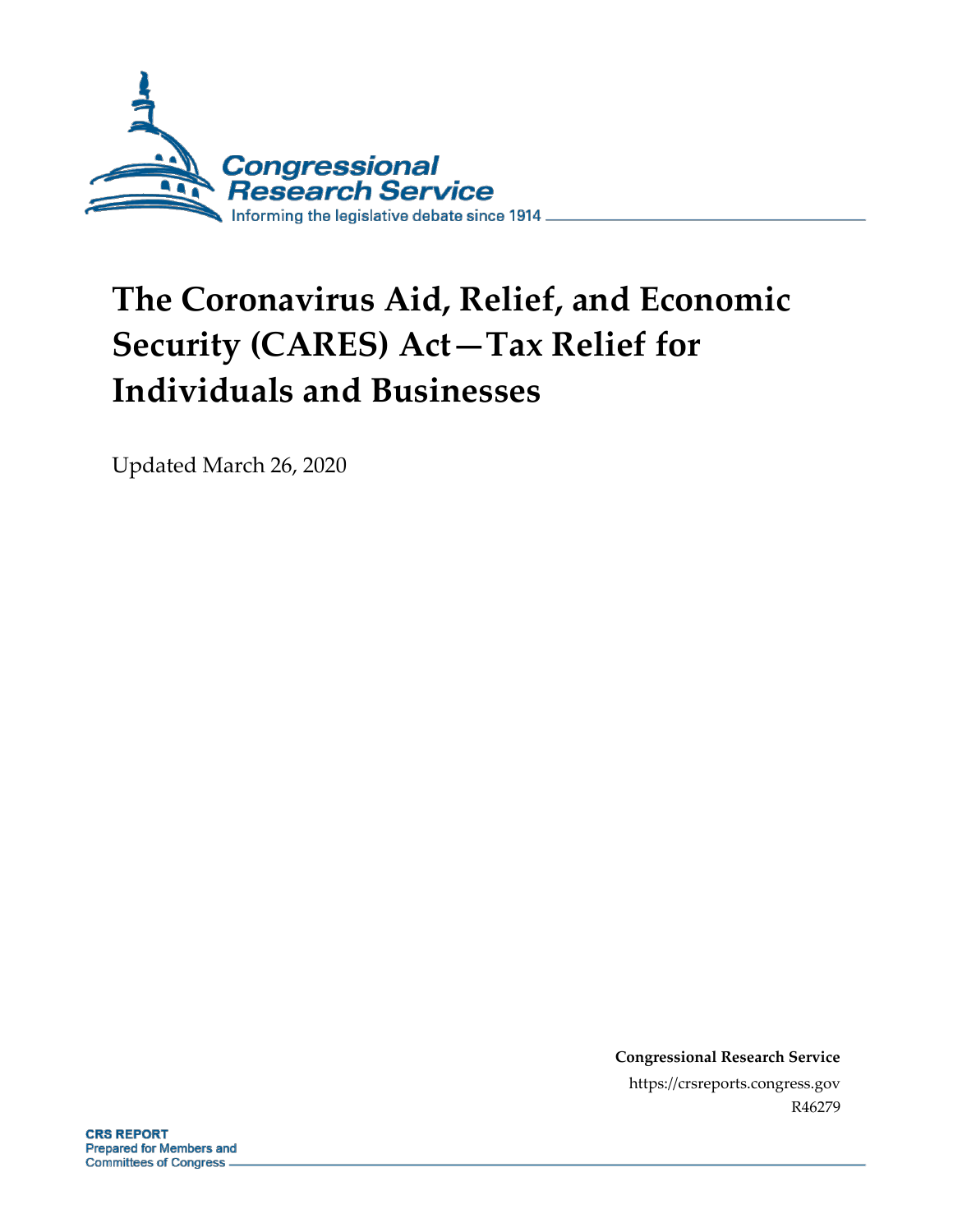Congressional Research Service

Informing the legislative debate since 1914

# The Coronavirus Aid, Relief, and Economic Security (CARES) Act—Tax Relief for Individuals and Businesses

Updated March 26, 2020

**Congressional Research Service**

https://crsreports.congress.gov

R46279

**CRS REPORT**
**Prepared for Members and Committees of Congress**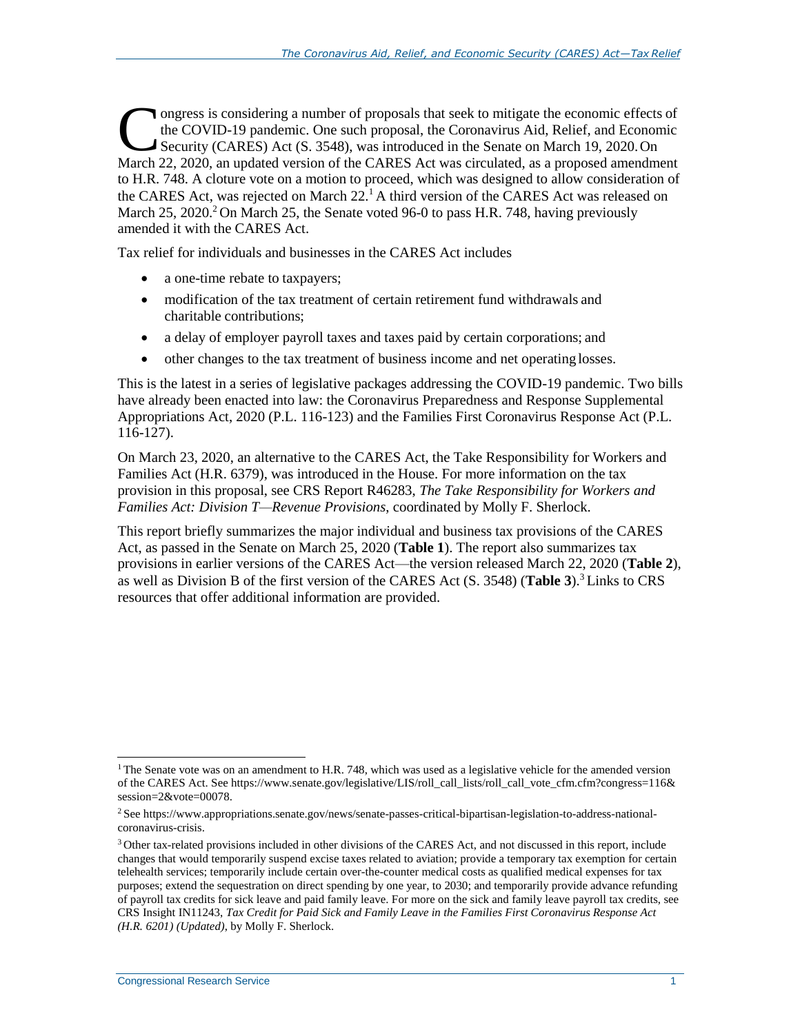Congress is considering a number of proposals that seek to mitigate the economic effects of the COVID-19 pandemic. One such proposal, the Coronavirus Aid, Relief, and Economic Security (CARES) Act (S. 3548), was introduced in the Senate on March 19, 2020. On March 22, 2020, an updated version of the CARES Act was circulated, as a proposed amendment to H.R. 748. A cloture vote on a motion to proceed, which was designed to allow consideration of the CARES Act, was rejected on March 22.[1] A third version of the CARES Act was released on March 25, 2020.[2] On March 25, the Senate voted 96-0 to pass H.R. 748, having previously amended it with the CARES Act.

Tax relief for individuals and businesses in the CARES Act includes

- a one-time rebate to taxpayers;
- modification of the tax treatment of certain retirement fund withdrawals and charitable contributions;
- a delay of employer payroll taxes and taxes paid by certain corporations; and
- other changes to the tax treatment of business income and net operating losses.

This is the latest in a series of legislative packages addressing the COVID-19 pandemic. Two bills have already been enacted into law: the Coronavirus Preparedness and Response Supplemental Appropriations Act, 2020 (P.L. 116-123) and the Families First Coronavirus Response Act (P.L. 116-127).

On March 23, 2020, an alternative to the CARES Act, the Take Responsibility for Workers and Families Act (H.R. 6379), was introduced in the House. For more information on the tax provision in this proposal, see CRS Report R46283, *The Take Responsibility for Workers and Families Act: Division T—Revenue Provisions*, coordinated by Molly F. Sherlock.

This report briefly summarizes the major individual and business tax provisions of the CARES Act, as passed in the Senate on March 25, 2020 (**Table 1**). The report also summarizes tax provisions in earlier versions of the CARES Act—the version released March 22, 2020 (**Table 2**), as well as Division B of the first version of the CARES Act (S. 3548) (**Table 3**).[3] Links to CRS resources that offer additional information are provided.

---

[1] The Senate vote was on an amendment to H.R. 748, which was used as a legislative vehicle for the amended version of the CARES Act. See https://www.senate.gov/legislative/LIS/roll_call_lists/roll_call_vote_cfm.cfm?congress=116&session=2&vote=00078.

[2] See https://www.appropriations.senate.gov/news/senate-passes-critical-bipartisan-legislation-to-address-national-coronavirus-crisis.

[3] Other tax-related provisions included in other divisions of the CARES Act, and not discussed in this report, include changes that would temporarily suspend excise taxes related to aviation; provide a temporary tax exemption for certain telehealth services; temporarily include certain over-the-counter medical costs as qualified medical expenses for tax purposes; extend the sequestration on direct spending by one year, to 2030; and temporarily provide advance refunding of payroll tax credits for sick leave and paid family leave. For more on the sick and family leave payroll tax credits, see CRS Insight IN11243, *Tax Credit for Paid Sick and Family Leave in the Families First Coronavirus Response Act (H.R. 6201) (Updated)*, by Molly F. Sherlock.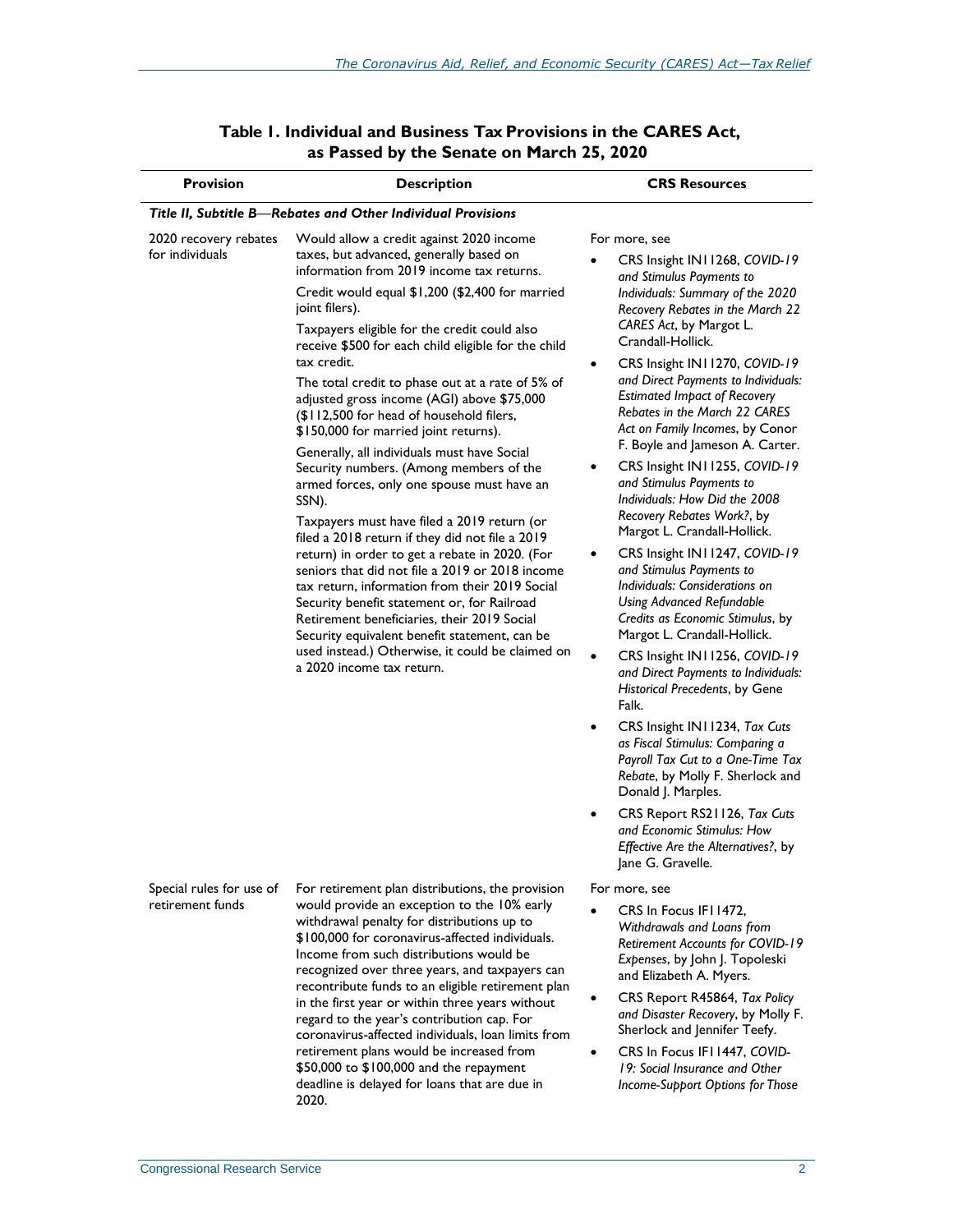**Table 1. Individual and Business Tax Provisions in the CARES Act, as Passed by the Senate on March 25, 2020**

| Provision | Description | CRS Resources |
| --- | --- | --- |
| ***Title II, Subtitle B—Rebates and Other Individual Provisions*** | | |
| 2020 recovery rebates for individuals | Would allow a credit against 2020 income taxes, but advanced, generally based on information from 2019 income tax returns.<br><br>Credit would equal $1,200 ($2,400 for married joint filers).<br><br>Taxpayers eligible for the credit could also receive $500 for each child eligible for the child tax credit.<br><br>The total credit to phase out at a rate of 5% of adjusted gross income (AGI) above $75,000 ($112,500 for head of household filers, $150,000 for married joint returns).<br><br>Generally, all individuals must have Social Security numbers. (Among members of the armed forces, only one spouse must have an SSN).<br><br>Taxpayers must have filed a 2019 return (or filed a 2018 return if they did not file a 2019 return) in order to get a rebate in 2020. (For seniors that did not file a 2019 or 2018 income tax return, information from their 2019 Social Security benefit statement or, for Railroad Retirement beneficiaries, their 2019 Social Security equivalent benefit statement, can be used instead.) Otherwise, it could be claimed on a 2020 income tax return. | For more, see<br>• CRS Insight IN11268, *COVID-19 and Stimulus Payments to Individuals: Summary of the 2020 Recovery Rebates in the March 22 CARES Act*, by Margot L. Crandall-Hollick.<br>• CRS Insight IN11270, *COVID-19 and Direct Payments to Individuals: Estimated Impact of Recovery Rebates in the March 22 CARES Act on Family Incomes*, by Conor F. Boyle and Jameson A. Carter.<br>• CRS Insight IN11255, *COVID-19 and Stimulus Payments to Individuals: How Did the 2008 Recovery Rebates Work?*, by Margot L. Crandall-Hollick.<br>• CRS Insight IN11247, *COVID-19 and Stimulus Payments to Individuals: Considerations on Using Advanced Refundable Credits as Economic Stimulus*, by Margot L. Crandall-Hollick.<br>• CRS Insight IN11256, *COVID-19 and Direct Payments to Individuals: Historical Precedents*, by Gene Falk.<br>• CRS Insight IN11234, *Tax Cuts as Fiscal Stimulus: Comparing a Payroll Tax Cut to a One-Time Tax Rebate*, by Molly F. Sherlock and Donald J. Marples.<br>• CRS Report RS21126, *Tax Cuts and Economic Stimulus: How Effective Are the Alternatives?*, by Jane G. Gravelle. |
| Special rules for use of retirement funds | For retirement plan distributions, the provision would provide an exception to the 10% early withdrawal penalty for distributions up to $100,000 for coronavirus-affected individuals. Income from such distributions would be recognized over three years, and taxpayers can recontribute funds to an eligible retirement plan in the first year or within three years without regard to the year's contribution cap. For coronavirus-affected individuals, loan limits from retirement plans would be increased from $50,000 to $100,000 and the repayment deadline is delayed for loans that are due in 2020. | For more, see<br>• CRS In Focus IF11472, *Withdrawals and Loans from Retirement Accounts for COVID-19 Expenses*, by John J. Topoleski and Elizabeth A. Myers.<br>• CRS Report R45864, *Tax Policy and Disaster Recovery*, by Molly F. Sherlock and Jennifer Teefy.<br>• CRS In Focus IF11447, *COVID-19: Social Insurance and Other Income-Support Options for Those* |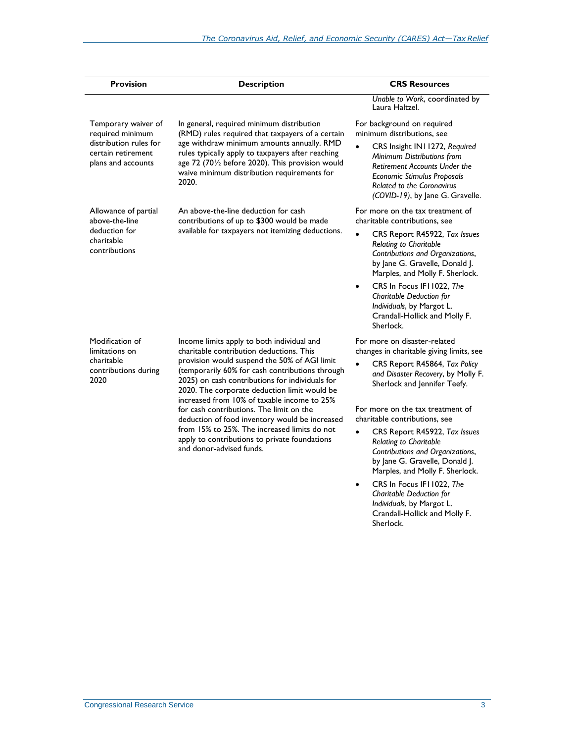| Provision | Description | CRS Resources |
| --- | --- | --- |
| | | *Unable to Work*, coordinated by Laura Haltzel. |
| Temporary waiver of required minimum distribution rules for certain retirement plans and accounts | In general, required minimum distribution (RMD) rules required that taxpayers of a certain age withdraw minimum amounts annually. RMD rules typically apply to taxpayers after reaching age 72 (70½ before 2020). This provision would waive minimum distribution requirements for 2020. | For background on required minimum distributions, see<br>• CRS Insight IN11272, *Required Minimum Distributions from Retirement Accounts Under the Economic Stimulus Proposals Related to the Coronavirus (COVID-19)*, by Jane G. Gravelle. |
| Allowance of partial above-the-line deduction for charitable contributions | An above-the-line deduction for cash contributions of up to $300 would be made available for taxpayers not itemizing deductions. | For more on the tax treatment of charitable contributions, see<br>• CRS Report R45922, *Tax Issues Relating to Charitable Contributions and Organizations*, by Jane G. Gravelle, Donald J. Marples, and Molly F. Sherlock.<br>• CRS In Focus IF11022, *The Charitable Deduction for Individuals*, by Margot L. Crandall-Hollick and Molly F. Sherlock. |
| Modification of limitations on charitable contributions during 2020 | Income limits apply to both individual and charitable contribution deductions. This provision would suspend the 50% of AGI limit (temporarily 60% for cash contributions through 2025) on cash contributions for individuals for 2020. The corporate deduction limit would be increased from 10% of taxable income to 25% for cash contributions. The limit on the deduction of food inventory would be increased from 15% to 25%. The increased limits do not apply to contributions to private foundations and donor-advised funds. | For more on disaster-related changes in charitable giving limits, see<br>• CRS Report R45864, *Tax Policy and Disaster Recovery*, by Molly F. Sherlock and Jennifer Teefy.<br><br>For more on the tax treatment of charitable contributions, see<br>• CRS Report R45922, *Tax Issues Relating to Charitable Contributions and Organizations*, by Jane G. Gravelle, Donald J. Marples, and Molly F. Sherlock.<br>• CRS In Focus IF11022, *The Charitable Deduction for Individuals*, by Margot L. Crandall-Hollick and Molly F. Sherlock. |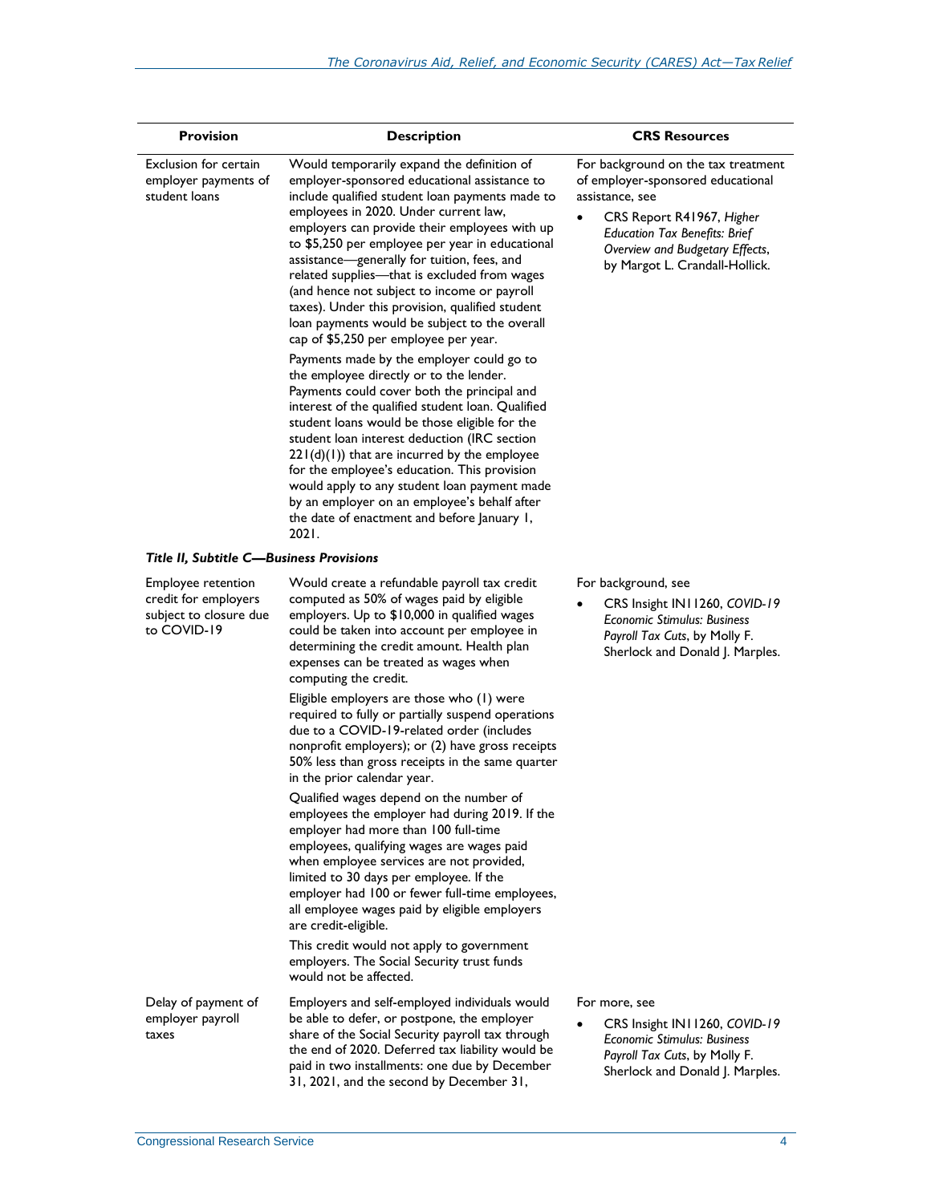| Provision | Description | CRS Resources |
|---|---|---|
| Exclusion for certain employer payments of student loans | Would temporarily expand the definition of employer-sponsored educational assistance to include qualified student loan payments made to employees in 2020. Under current law, employers can provide their employees with up to $5,250 per employee per year in educational assistance—generally for tuition, fees, and related supplies—that is excluded from wages (and hence not subject to income or payroll taxes). Under this provision, qualified student loan payments would be subject to the overall cap of $5,250 per employee per year.<br><br>Payments made by the employer could go to the employee directly or to the lender. Payments could cover both the principal and interest of the qualified student loan. Qualified student loans would be those eligible for the student loan interest deduction (IRC section 221(d)(1)) that are incurred by the employee for the employee's education. This provision would apply to any student loan payment made by an employer on an employee's behalf after the date of enactment and before January 1, 2021. | For background on the tax treatment of employer-sponsored educational assistance, see<br>• CRS Report R41967, *Higher Education Tax Benefits: Brief Overview and Budgetary Effects*, by Margot L. Crandall-Hollick. |
| ***Title II, Subtitle C—Business Provisions*** | | |
| Employee retention credit for employers subject to closure due to COVID-19 | Would create a refundable payroll tax credit computed as 50% of wages paid by eligible employers. Up to $10,000 in qualified wages could be taken into account per employee in determining the credit amount. Health plan expenses can be treated as wages when computing the credit.<br><br>Eligible employers are those who (1) were required to fully or partially suspend operations due to a COVID-19-related order (includes nonprofit employers); or (2) have gross receipts 50% less than gross receipts in the same quarter in the prior calendar year.<br><br>Qualified wages depend on the number of employees the employer had during 2019. If the employer had more than 100 full-time employees, qualifying wages are wages paid when employee services are not provided, limited to 30 days per employee. If the employer had 100 or fewer full-time employees, all employee wages paid by eligible employers are credit-eligible.<br><br>This credit would not apply to government employers. The Social Security trust funds would not be affected. | For background, see<br>• CRS Insight IN11260, *COVID-19 Economic Stimulus: Business Payroll Tax Cuts*, by Molly F. Sherlock and Donald J. Marples. |
| Delay of payment of employer payroll taxes | Employers and self-employed individuals would be able to defer, or postpone, the employer share of the Social Security payroll tax through the end of 2020. Deferred tax liability would be paid in two installments: one due by December 31, 2021, and the second by December 31, | For more, see<br>• CRS Insight IN11260, *COVID-19 Economic Stimulus: Business Payroll Tax Cuts*, by Molly F. Sherlock and Donald J. Marples. |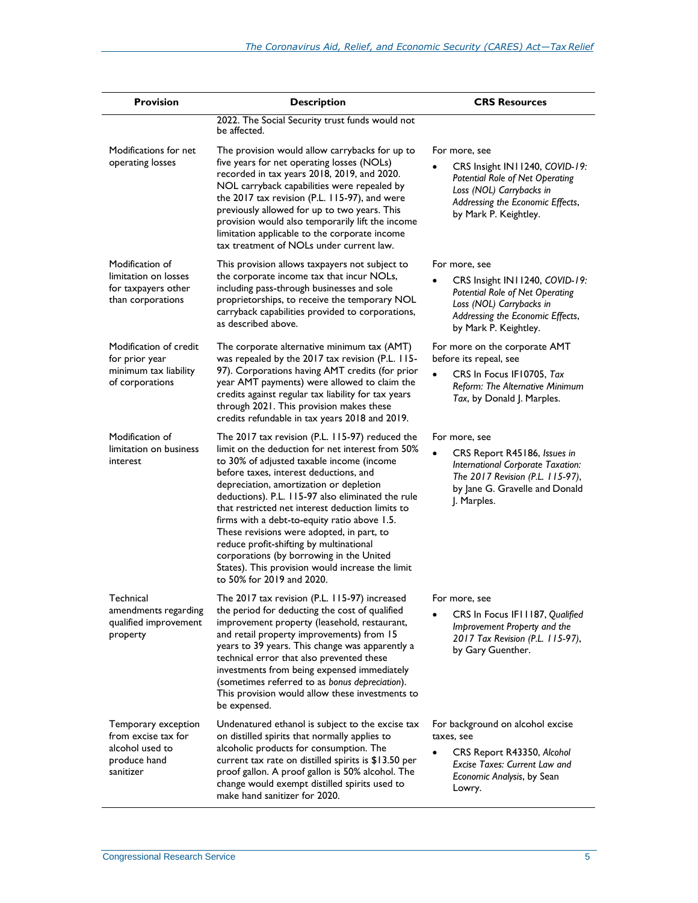| Provision | Description | CRS Resources |
|---|---|---|
| | 2022. The Social Security trust funds would not be affected. | |
| Modifications for net operating losses | The provision would allow carrybacks for up to five years for net operating losses (NOLs) recorded in tax years 2018, 2019, and 2020. NOL carryback capabilities were repealed by the 2017 tax revision (P.L. 115-97), and were previously allowed for up to two years. This provision would also temporarily lift the income limitation applicable to the corporate income tax treatment of NOLs under current law. | For more, see<br>• CRS Insight IN11240, *COVID-19: Potential Role of Net Operating Loss (NOL) Carrybacks in Addressing the Economic Effects*, by Mark P. Keightley. |
| Modification of limitation on losses for taxpayers other than corporations | This provision allows taxpayers not subject to the corporate income tax that incur NOLs, including pass-through businesses and sole proprietorships, to receive the temporary NOL carryback capabilities provided to corporations, as described above. | For more, see<br>• CRS Insight IN11240, *COVID-19: Potential Role of Net Operating Loss (NOL) Carrybacks in Addressing the Economic Effects*, by Mark P. Keightley. |
| Modification of credit for prior year minimum tax liability of corporations | The corporate alternative minimum tax (AMT) was repealed by the 2017 tax revision (P.L. 115-97). Corporations having AMT credits (for prior year AMT payments) were allowed to claim the credits against regular tax liability for tax years through 2021. This provision makes these credits refundable in tax years 2018 and 2019. | For more on the corporate AMT before its repeal, see<br>• CRS In Focus IF10705, *Tax Reform: The Alternative Minimum Tax*, by Donald J. Marples. |
| Modification of limitation on business interest | The 2017 tax revision (P.L. 115-97) reduced the limit on the deduction for net interest from 50% to 30% of adjusted taxable income (income before taxes, interest deductions, and depreciation, amortization or depletion deductions). P.L. 115-97 also eliminated the rule that restricted net interest deduction limits to firms with a debt-to-equity ratio above 1.5. These revisions were adopted, in part, to reduce profit-shifting by multinational corporations (by borrowing in the United States). This provision would increase the limit to 50% for 2019 and 2020. | For more, see<br>• CRS Report R45186, *Issues in International Corporate Taxation: The 2017 Revision (P.L. 115-97)*, by Jane G. Gravelle and Donald J. Marples. |
| Technical amendments regarding qualified improvement property | The 2017 tax revision (P.L. 115-97) increased the period for deducting the cost of qualified improvement property (leasehold, restaurant, and retail property improvements) from 15 years to 39 years. This change was apparently a technical error that also prevented these investments from being expensed immediately (sometimes referred to as *bonus depreciation*). This provision would allow these investments to be expensed. | For more, see<br>• CRS In Focus IF11187, *Qualified Improvement Property and the 2017 Tax Revision (P.L. 115-97)*, by Gary Guenther. |
| Temporary exception from excise tax for alcohol used to produce hand sanitizer | Undenatured ethanol is subject to the excise tax on distilled spirits that normally applies to alcoholic products for consumption. The current tax rate on distilled spirits is $13.50 per proof gallon. A proof gallon is 50% alcohol. The change would exempt distilled spirits used to make hand sanitizer for 2020. | For background on alcohol excise taxes, see<br>• CRS Report R43350, *Alcohol Excise Taxes: Current Law and Economic Analysis*, by Sean Lowry. |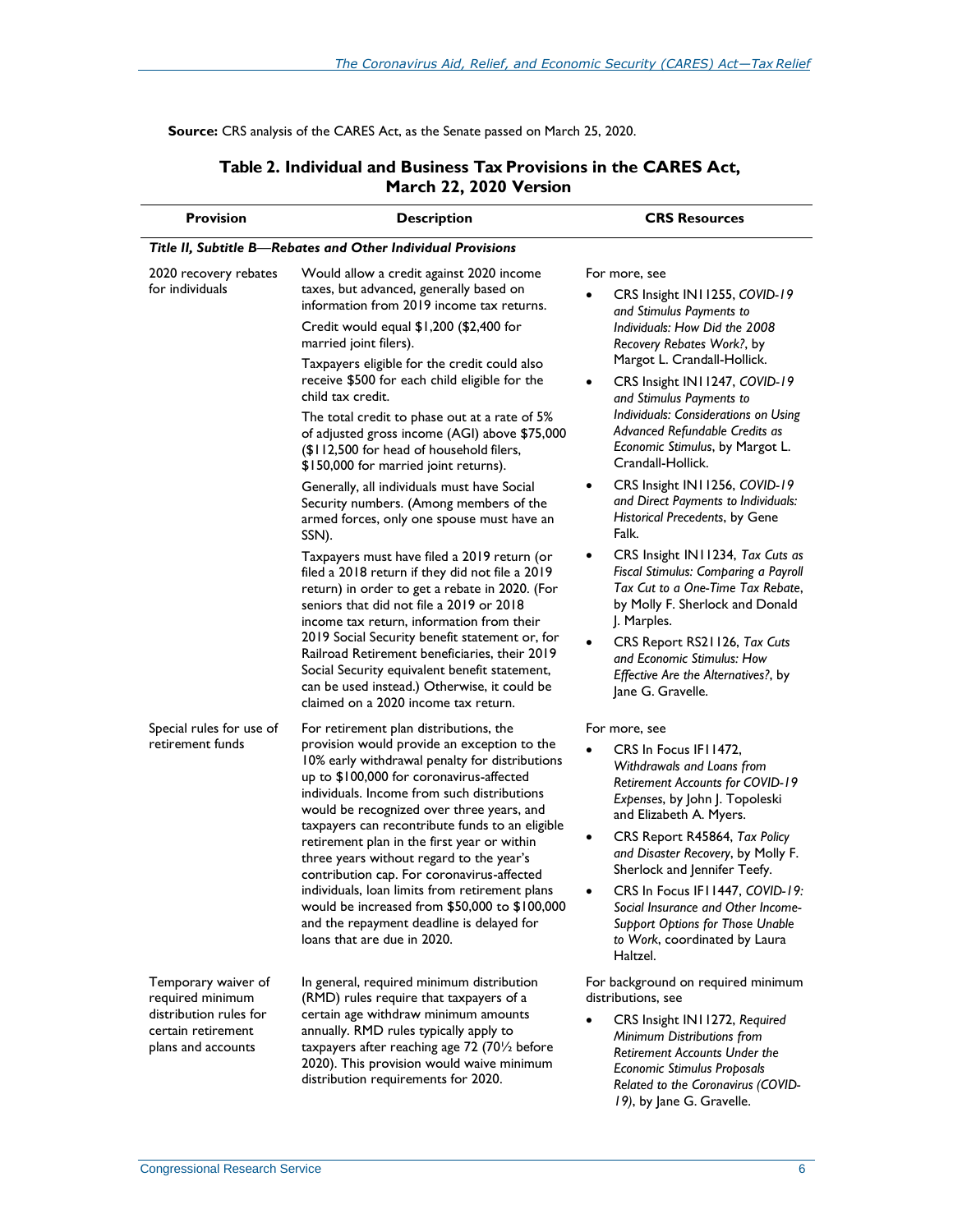**Source:** CRS analysis of the CARES Act, as the Senate passed on March 25, 2020.

**Table 2. Individual and Business Tax Provisions in the CARES Act, March 22, 2020 Version**

| Provision | Description | CRS Resources |
| --- | --- | --- |
| ***Title II, Subtitle B—Rebates and Other Individual Provisions*** | | |
| 2020 recovery rebates for individuals | Would allow a credit against 2020 income taxes, but advanced, generally based on information from 2019 income tax returns.<br><br>Credit would equal $1,200 ($2,400 for married joint filers).<br><br>Taxpayers eligible for the credit could also receive $500 for each child eligible for the child tax credit.<br><br>The total credit to phase out at a rate of 5% of adjusted gross income (AGI) above $75,000 ($112,500 for head of household filers, $150,000 for married joint returns).<br><br>Generally, all individuals must have Social Security numbers. (Among members of the armed forces, only one spouse must have an SSN).<br><br>Taxpayers must have filed a 2019 return (or filed a 2018 return if they did not file a 2019 return) in order to get a rebate in 2020. (For seniors that did not file a 2019 or 2018 income tax return, information from their 2019 Social Security benefit statement or, for Railroad Retirement beneficiaries, their 2019 Social Security equivalent benefit statement, can be used instead.) Otherwise, it could be claimed on a 2020 income tax return. | For more, see<br>• CRS Insight IN11255, *COVID-19 and Stimulus Payments to Individuals: How Did the 2008 Recovery Rebates Work?*, by Margot L. Crandall-Hollick.<br>• CRS Insight IN11247, *COVID-19 and Stimulus Payments to Individuals: Considerations on Using Advanced Refundable Credits as Economic Stimulus*, by Margot L. Crandall-Hollick.<br>• CRS Insight IN11256, *COVID-19 and Direct Payments to Individuals: Historical Precedents*, by Gene Falk.<br>• CRS Insight IN11234, *Tax Cuts as Fiscal Stimulus: Comparing a Payroll Tax Cut to a One-Time Tax Rebate*, by Molly F. Sherlock and Donald J. Marples.<br>• CRS Report RS21126, *Tax Cuts and Economic Stimulus: How Effective Are the Alternatives?*, by Jane G. Gravelle. |
| Special rules for use of retirement funds | For retirement plan distributions, the provision would provide an exception to the 10% early withdrawal penalty for distributions up to $100,000 for coronavirus-affected individuals. Income from such distributions would be recognized over three years, and taxpayers can recontribute funds to an eligible retirement plan in the first year or within three years without regard to the year's contribution cap. For coronavirus-affected individuals, loan limits from retirement plans would be increased from $50,000 to $100,000 and the repayment deadline is delayed for loans that are due in 2020. | For more, see<br>• CRS In Focus IF11472, *Withdrawals and Loans from Retirement Accounts for COVID-19 Expenses*, by John J. Topoleski and Elizabeth A. Myers.<br>• CRS Report R45864, *Tax Policy and Disaster Recovery*, by Molly F. Sherlock and Jennifer Teefy.<br>• CRS In Focus IF11447, *COVID-19: Social Insurance and Other Income-Support Options for Those Unable to Work*, coordinated by Laura Haltzel. |
| Temporary waiver of required minimum distribution rules for certain retirement plans and accounts | In general, required minimum distribution (RMD) rules require that taxpayers of a certain age withdraw minimum amounts annually. RMD rules typically apply to taxpayers after reaching age 72 (70½ before 2020). This provision would waive minimum distribution requirements for 2020. | For background on required minimum distributions, see<br>• CRS Insight IN11272, *Required Minimum Distributions from Retirement Accounts Under the Economic Stimulus Proposals Related to the Coronavirus (COVID-19)*, by Jane G. Gravelle. |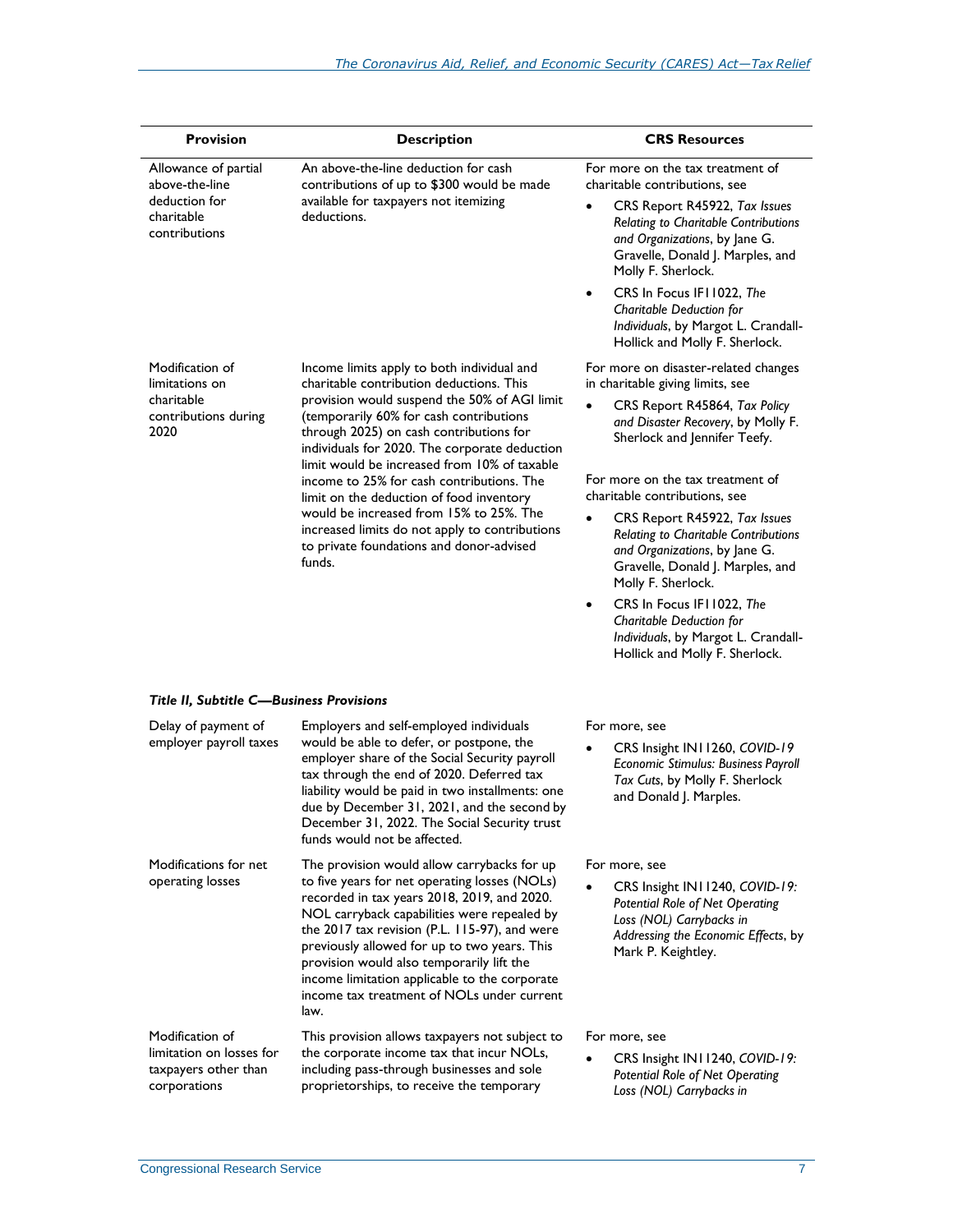| Provision | Description | CRS Resources |
| --- | --- | --- |
| Allowance of partial above-the-line deduction for charitable contributions | An above-the-line deduction for cash contributions of up to $300 would be made available for taxpayers not itemizing deductions. | For more on the tax treatment of charitable contributions, see<br>• CRS Report R45922, *Tax Issues Relating to Charitable Contributions and Organizations*, by Jane G. Gravelle, Donald J. Marples, and Molly F. Sherlock.<br>• CRS In Focus IF11022, *The Charitable Deduction for Individuals*, by Margot L. Crandall-Hollick and Molly F. Sherlock. |
| Modification of limitations on charitable contributions during 2020 | Income limits apply to both individual and charitable contribution deductions. This provision would suspend the 50% of AGI limit (temporarily 60% for cash contributions through 2025) on cash contributions for individuals for 2020. The corporate deduction limit would be increased from 10% of taxable income to 25% for cash contributions. The limit on the deduction of food inventory would be increased from 15% to 25%. The increased limits do not apply to contributions to private foundations and donor-advised funds. | For more on disaster-related changes in charitable giving limits, see<br>• CRS Report R45864, *Tax Policy and Disaster Recovery*, by Molly F. Sherlock and Jennifer Teefy.<br><br>For more on the tax treatment of charitable contributions, see<br>• CRS Report R45922, *Tax Issues Relating to Charitable Contributions and Organizations*, by Jane G. Gravelle, Donald J. Marples, and Molly F. Sherlock.<br>• CRS In Focus IF11022, *The Charitable Deduction for Individuals*, by Margot L. Crandall-Hollick and Molly F. Sherlock. |
| ***Title II, Subtitle C—Business Provisions*** | | |
| Delay of payment of employer payroll taxes | Employers and self-employed individuals would be able to defer, or postpone, the employer share of the Social Security payroll tax through the end of 2020. Deferred tax liability would be paid in two installments: one due by December 31, 2021, and the second by December 31, 2022. The Social Security trust funds would not be affected. | For more, see<br>• CRS Insight IN11260, *COVID-19 Economic Stimulus: Business Payroll Tax Cuts*, by Molly F. Sherlock and Donald J. Marples. |
| Modifications for net operating losses | The provision would allow carrybacks for up to five years for net operating losses (NOLs) recorded in tax years 2018, 2019, and 2020. NOL carryback capabilities were repealed by the 2017 tax revision (P.L. 115-97), and were previously allowed for up to two years. This provision would also temporarily lift the income limitation applicable to the corporate income tax treatment of NOLs under current law. | For more, see<br>• CRS Insight IN11240, *COVID-19: Potential Role of Net Operating Loss (NOL) Carrybacks in Addressing the Economic Effects*, by Mark P. Keightley. |
| Modification of limitation on losses for taxpayers other than corporations | This provision allows taxpayers not subject to the corporate income tax that incur NOLs, including pass-through businesses and sole proprietorships, to receive the temporary | For more, see<br>• CRS Insight IN11240, *COVID-19: Potential Role of Net Operating Loss (NOL) Carrybacks in* |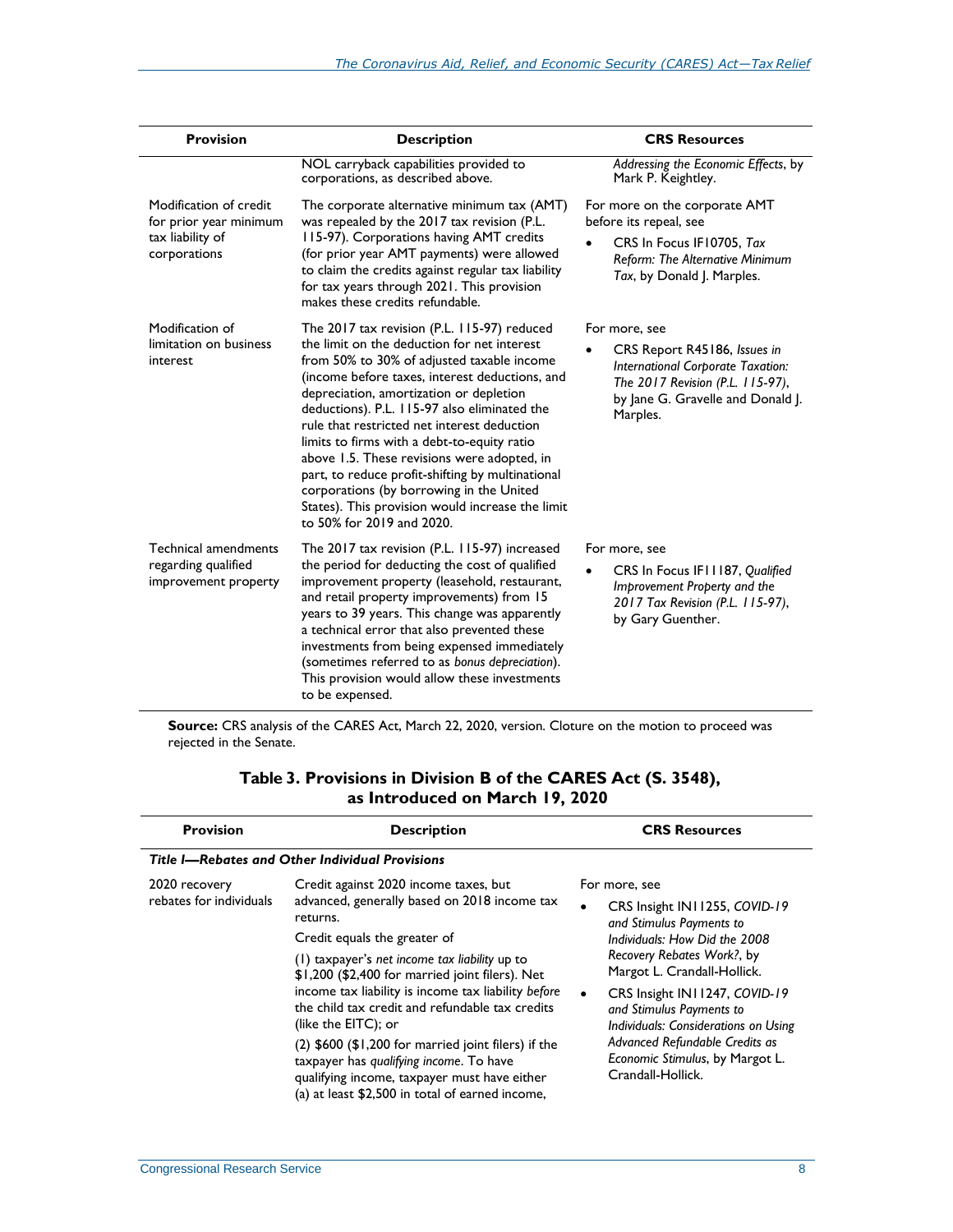| Provision | Description | CRS Resources |
|---|---|---|
| | NOL carryback capabilities provided to corporations, as described above. | *Addressing the Economic Effects*, by Mark P. Keightley. |
| Modification of credit for prior year minimum tax liability of corporations | The corporate alternative minimum tax (AMT) was repealed by the 2017 tax revision (P.L. 115-97). Corporations having AMT credits (for prior year AMT payments) were allowed to claim the credits against regular tax liability for tax years through 2021. This provision makes these credits refundable. | For more on the corporate AMT before its repeal, see<br>• CRS In Focus IF10705, *Tax Reform: The Alternative Minimum Tax*, by Donald J. Marples. |
| Modification of limitation on business interest | The 2017 tax revision (P.L. 115-97) reduced the limit on the deduction for net interest from 50% to 30% of adjusted taxable income (income before taxes, interest deductions, and depreciation, amortization or depletion deductions). P.L. 115-97 also eliminated the rule that restricted net interest deduction limits to firms with a debt-to-equity ratio above 1.5. These revisions were adopted, in part, to reduce profit-shifting by multinational corporations (by borrowing in the United States). This provision would increase the limit to 50% for 2019 and 2020. | For more, see<br>• CRS Report R45186, *Issues in International Corporate Taxation: The 2017 Revision (P.L. 115-97)*, by Jane G. Gravelle and Donald J. Marples. |
| Technical amendments regarding qualified improvement property | The 2017 tax revision (P.L. 115-97) increased the period for deducting the cost of qualified improvement property (leasehold, restaurant, and retail property improvements) from 15 years to 39 years. This change was apparently a technical error that also prevented these investments from being expensed immediately (sometimes referred to as *bonus depreciation*). This provision would allow these investments to be expensed. | For more, see<br>• CRS In Focus IF11187, *Qualified Improvement Property and the 2017 Tax Revision (P.L. 115-97)*, by Gary Guenther. |

**Source:** CRS analysis of the CARES Act, March 22, 2020, version. Cloture on the motion to proceed was rejected in the Senate.

### Table 3. Provisions in Division B of the CARES Act (S. 3548), as Introduced on March 19, 2020

| Provision | Description | CRS Resources |
|---|---|---|
| ***Title I—Rebates and Other Individual Provisions*** | | |
| 2020 recovery rebates for individuals | Credit against 2020 income taxes, but advanced, generally based on 2018 income tax returns.<br>Credit equals the greater of<br>(1) taxpayer's *net income tax liability* up to $1,200 ($2,400 for married joint filers). Net income tax liability is income tax liability *before* the child tax credit and refundable tax credits (like the EITC); or<br>(2) $600 ($1,200 for married joint filers) if the taxpayer has *qualifying income*. To have qualifying income, taxpayer must have either (a) at least $2,500 in total of earned income, | For more, see<br>• CRS Insight IN11255, *COVID-19 and Stimulus Payments to Individuals: How Did the 2008 Recovery Rebates Work?*, by Margot L. Crandall-Hollick.<br>• CRS Insight IN11247, *COVID-19 and Stimulus Payments to Individuals: Considerations on Using Advanced Refundable Credits as Economic Stimulus*, by Margot L. Crandall-Hollick. |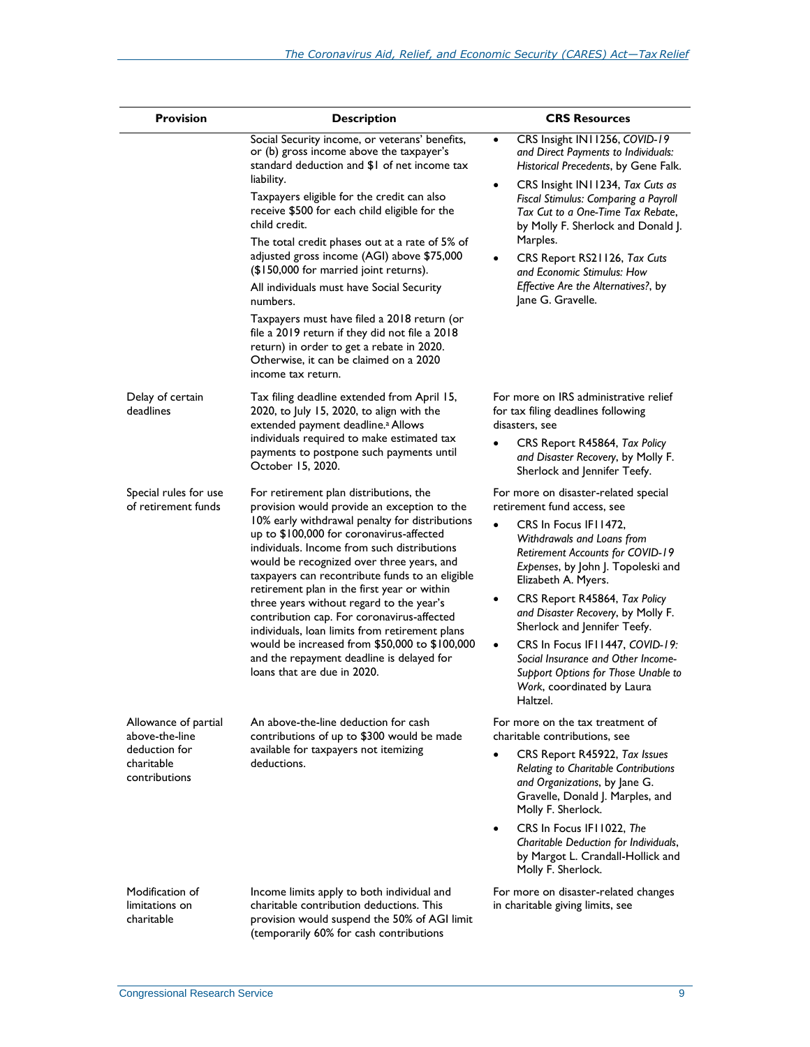| Provision | Description | CRS Resources |
| --- | --- | --- |
| | Social Security income, or veterans' benefits, or (b) gross income above the taxpayer's standard deduction and $1 of net income tax liability.<br><br>Taxpayers eligible for the credit can also receive $500 for each child eligible for the child credit.<br><br>The total credit phases out at a rate of 5% of adjusted gross income (AGI) above $75,000 ($150,000 for married joint returns).<br><br>All individuals must have Social Security numbers.<br><br>Taxpayers must have filed a 2018 return (or file a 2019 return if they did not file a 2018 return) in order to get a rebate in 2020. Otherwise, it can be claimed on a 2020 income tax return. | • CRS Insight IN11256, *COVID-19 and Direct Payments to Individuals: Historical Precedents*, by Gene Falk.<br>• CRS Insight IN11234, *Tax Cuts as Fiscal Stimulus: Comparing a Payroll Tax Cut to a One-Time Tax Rebate*, by Molly F. Sherlock and Donald J. Marples.<br>• CRS Report RS21126, *Tax Cuts and Economic Stimulus: How Effective Are the Alternatives?*, by Jane G. Gravelle. |
| Delay of certain deadlines | Tax filing deadline extended from April 15, 2020, to July 15, 2020, to align with the extended payment deadline.[a] Allows individuals required to make estimated tax payments to postpone such payments until October 15, 2020. | For more on IRS administrative relief for tax filing deadlines following disasters, see<br>• CRS Report R45864, *Tax Policy and Disaster Recovery*, by Molly F. Sherlock and Jennifer Teefy. |
| Special rules for use of retirement funds | For retirement plan distributions, the provision would provide an exception to the 10% early withdrawal penalty for distributions up to $100,000 for coronavirus-affected individuals. Income from such distributions would be recognized over three years, and taxpayers can recontribute funds to an eligible retirement plan in the first year or within three years without regard to the year's contribution cap. For coronavirus-affected individuals, loan limits from retirement plans would be increased from $50,000 to $100,000 and the repayment deadline is delayed for loans that are due in 2020. | For more on disaster-related special retirement fund access, see<br>• CRS In Focus IF11472, *Withdrawals and Loans from Retirement Accounts for COVID-19 Expenses*, by John J. Topoleski and Elizabeth A. Myers.<br>• CRS Report R45864, *Tax Policy and Disaster Recovery*, by Molly F. Sherlock and Jennifer Teefy.<br>• CRS In Focus IF11447, *COVID-19: Social Insurance and Other Income-Support Options for Those Unable to Work*, coordinated by Laura Haltzel. |
| Allowance of partial above-the-line deduction for charitable contributions | An above-the-line deduction for cash contributions of up to $300 would be made available for taxpayers not itemizing deductions. | For more on the tax treatment of charitable contributions, see<br>• CRS Report R45922, *Tax Issues Relating to Charitable Contributions and Organizations*, by Jane G. Gravelle, Donald J. Marples, and Molly F. Sherlock.<br>• CRS In Focus IF11022, *The Charitable Deduction for Individuals*, by Margot L. Crandall-Hollick and Molly F. Sherlock. |
| Modification of limitations on charitable | Income limits apply to both individual and charitable contribution deductions. This provision would suspend the 50% of AGI limit (temporarily 60% for cash contributions | For more on disaster-related changes in charitable giving limits, see |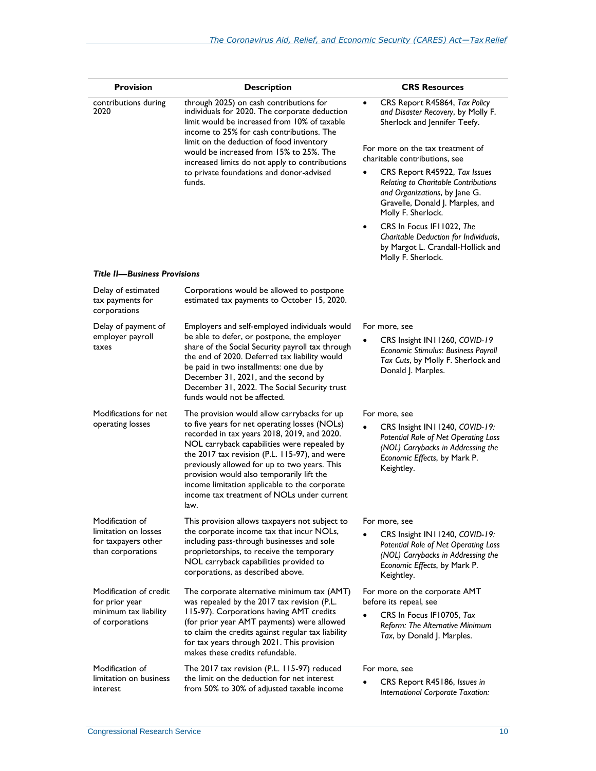| Provision | Description | CRS Resources |
|---|---|---|
| contributions during 2020 | through 2025) on cash contributions for individuals for 2020. The corporate deduction limit would be increased from 10% of taxable income to 25% for cash contributions. The limit on the deduction of food inventory would be increased from 15% to 25%. The increased limits do not apply to contributions to private foundations and donor-advised funds. | • CRS Report R45864, *Tax Policy and Disaster Recovery*, by Molly F. Sherlock and Jennifer Teefy. <br><br> For more on the tax treatment of charitable contributions, see <br> • CRS Report R45922, *Tax Issues Relating to Charitable Contributions and Organizations*, by Jane G. Gravelle, Donald J. Marples, and Molly F. Sherlock. <br> • CRS In Focus IF11022, *The Charitable Deduction for Individuals*, by Margot L. Crandall-Hollick and Molly F. Sherlock. |
| ***Title II—Business Provisions*** | | |
| Delay of estimated tax payments for corporations | Corporations would be allowed to postpone estimated tax payments to October 15, 2020. | |
| Delay of payment of employer payroll taxes | Employers and self-employed individuals would be able to defer, or postpone, the employer share of the Social Security payroll tax through the end of 2020. Deferred tax liability would be paid in two installments: one due by December 31, 2021, and the second by December 31, 2022. The Social Security trust funds would not be affected. | For more, see <br> • CRS Insight IN11260, *COVID-19 Economic Stimulus: Business Payroll Tax Cuts*, by Molly F. Sherlock and Donald J. Marples. |
| Modifications for net operating losses | The provision would allow carrybacks for up to five years for net operating losses (NOLs) recorded in tax years 2018, 2019, and 2020. NOL carryback capabilities were repealed by the 2017 tax revision (P.L. 115-97), and were previously allowed for up to two years. This provision would also temporarily lift the income limitation applicable to the corporate income tax treatment of NOLs under current law. | For more, see <br> • CRS Insight IN11240, *COVID-19: Potential Role of Net Operating Loss (NOL) Carrybacks in Addressing the Economic Effects*, by Mark P. Keightley. |
| Modification of limitation on losses for taxpayers other than corporations | This provision allows taxpayers not subject to the corporate income tax that incur NOLs, including pass-through businesses and sole proprietorships, to receive the temporary NOL carryback capabilities provided to corporations, as described above. | For more, see <br> • CRS Insight IN11240, *COVID-19: Potential Role of Net Operating Loss (NOL) Carrybacks in Addressing the Economic Effects*, by Mark P. Keightley. |
| Modification of credit for prior year minimum tax liability of corporations | The corporate alternative minimum tax (AMT) was repealed by the 2017 tax revision (P.L. 115-97). Corporations having AMT credits (for prior year AMT payments) were allowed to claim the credits against regular tax liability for tax years through 2021. This provision makes these credits refundable. | For more on the corporate AMT before its repeal, see <br> • CRS In Focus IF10705, *Tax Reform: The Alternative Minimum Tax*, by Donald J. Marples. |
| Modification of limitation on business interest | The 2017 tax revision (P.L. 115-97) reduced the limit on the deduction for net interest from 50% to 30% of adjusted taxable income | For more, see <br> • CRS Report R45186, *Issues in International Corporate Taxation:* |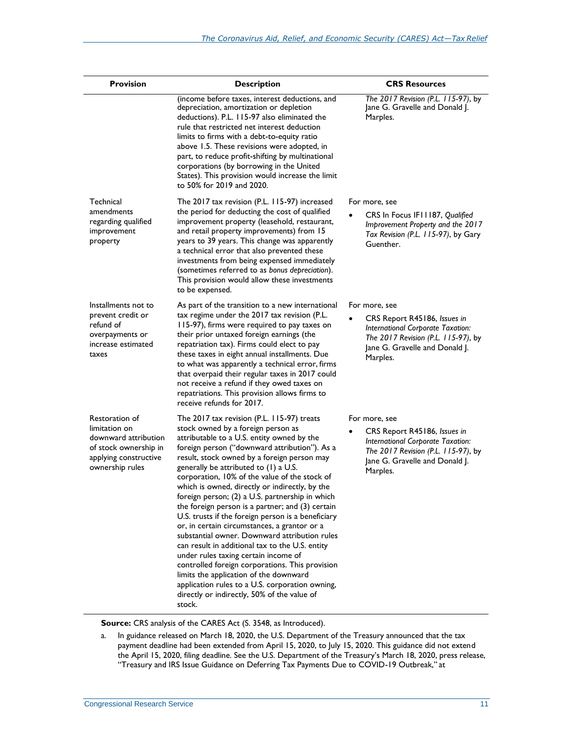| Provision | Description | CRS Resources |
| --- | --- | --- |
| | (income before taxes, interest deductions, and depreciation, amortization or depletion deductions). P.L. 115-97 also eliminated the rule that restricted net interest deduction limits to firms with a debt-to-equity ratio above 1.5. These revisions were adopted, in part, to reduce profit-shifting by multinational corporations (by borrowing in the United States). This provision would increase the limit to 50% for 2019 and 2020. | *The 2017 Revision (P.L. 115-97)*, by Jane G. Gravelle and Donald J. Marples. |
| Technical amendments regarding qualified improvement property | The 2017 tax revision (P.L. 115-97) increased the period for deducting the cost of qualified improvement property (leasehold, restaurant, and retail property improvements) from 15 years to 39 years. This change was apparently a technical error that also prevented these investments from being expensed immediately (sometimes referred to as *bonus depreciation*). This provision would allow these investments to be expensed. | For more, see<br>• CRS In Focus IF11187, *Qualified Improvement Property and the 2017 Tax Revision (P.L. 115-97)*, by Gary Guenther. |
| Installments not to prevent credit or refund of overpayments or increase estimated taxes | As part of the transition to a new international tax regime under the 2017 tax revision (P.L. 115-97), firms were required to pay taxes on their prior untaxed foreign earnings (the repatriation tax). Firms could elect to pay these taxes in eight annual installments. Due to what was apparently a technical error, firms that overpaid their regular taxes in 2017 could not receive a refund if they owed taxes on repatriations. This provision allows firms to receive refunds for 2017. | For more, see<br>• CRS Report R45186, *Issues in International Corporate Taxation: The 2017 Revision (P.L. 115-97)*, by Jane G. Gravelle and Donald J. Marples. |
| Restoration of limitation on downward attribution of stock ownership in applying constructive ownership rules | The 2017 tax revision (P.L. 115-97) treats stock owned by a foreign person as attributable to a U.S. entity owned by the foreign person ("downward attribution"). As a result, stock owned by a foreign person may generally be attributed to (1) a U.S. corporation, 10% of the value of the stock of which is owned, directly or indirectly, by the foreign person; (2) a U.S. partnership in which the foreign person is a partner; and (3) certain U.S. trusts if the foreign person is a beneficiary or, in certain circumstances, a grantor or a substantial owner. Downward attribution rules can result in additional tax to the U.S. entity under rules taxing certain income of controlled foreign corporations. This provision limits the application of the downward application rules to a U.S. corporation owning, directly or indirectly, 50% of the value of stock. | For more, see<br>• CRS Report R45186, *Issues in International Corporate Taxation: The 2017 Revision (P.L. 115-97)*, by Jane G. Gravelle and Donald J. Marples. |

**Source:** CRS analysis of the CARES Act (S. 3548, as Introduced).

a. In guidance released on March 18, 2020, the U.S. Department of the Treasury announced that the tax payment deadline had been extended from April 15, 2020, to July 15, 2020. This guidance did not extend the April 15, 2020, filing deadline. See the U.S. Department of the Treasury's March 18, 2020, press release, "Treasury and IRS Issue Guidance on Deferring Tax Payments Due to COVID-19 Outbreak," at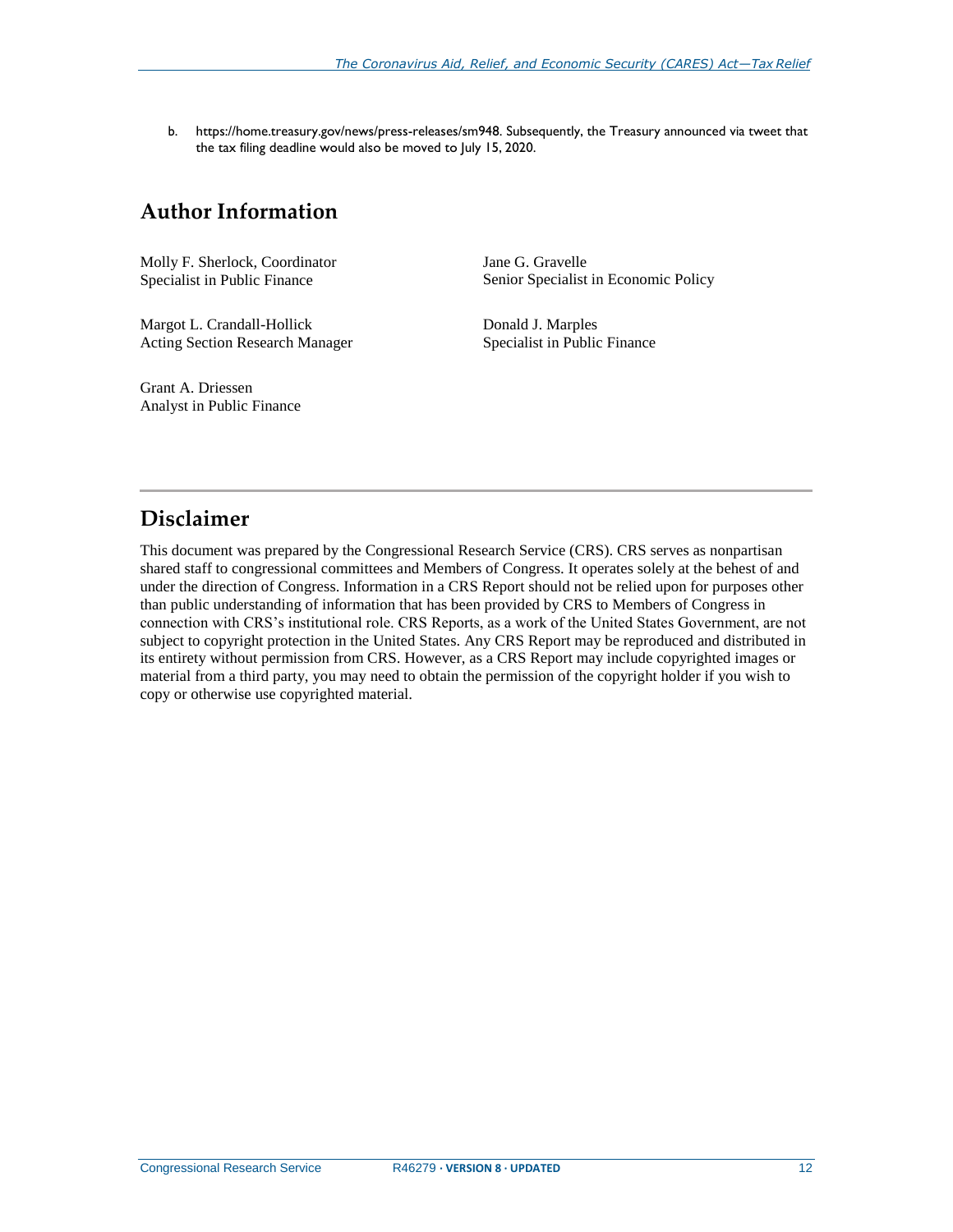b. https://home.treasury.gov/news/press-releases/sm948. Subsequently, the Treasury announced via tweet that the tax filing deadline would also be moved to July 15, 2020.

## Author Information

Molly F. Sherlock, Coordinator
Specialist in Public Finance

Margot L. Crandall-Hollick
Acting Section Research Manager

Grant A. Driessen
Analyst in Public Finance

Jane G. Gravelle
Senior Specialist in Economic Policy

Donald J. Marples
Specialist in Public Finance

## Disclaimer

This document was prepared by the Congressional Research Service (CRS). CRS serves as nonpartisan shared staff to congressional committees and Members of Congress. It operates solely at the behest of and under the direction of Congress. Information in a CRS Report should not be relied upon for purposes other than public understanding of information that has been provided by CRS to Members of Congress in connection with CRS's institutional role. CRS Reports, as a work of the United States Government, are not subject to copyright protection in the United States. Any CRS Report may be reproduced and distributed in its entirety without permission from CRS. However, as a CRS Report may include copyrighted images or material from a third party, you may need to obtain the permission of the copyright holder if you wish to copy or otherwise use copyrighted material.